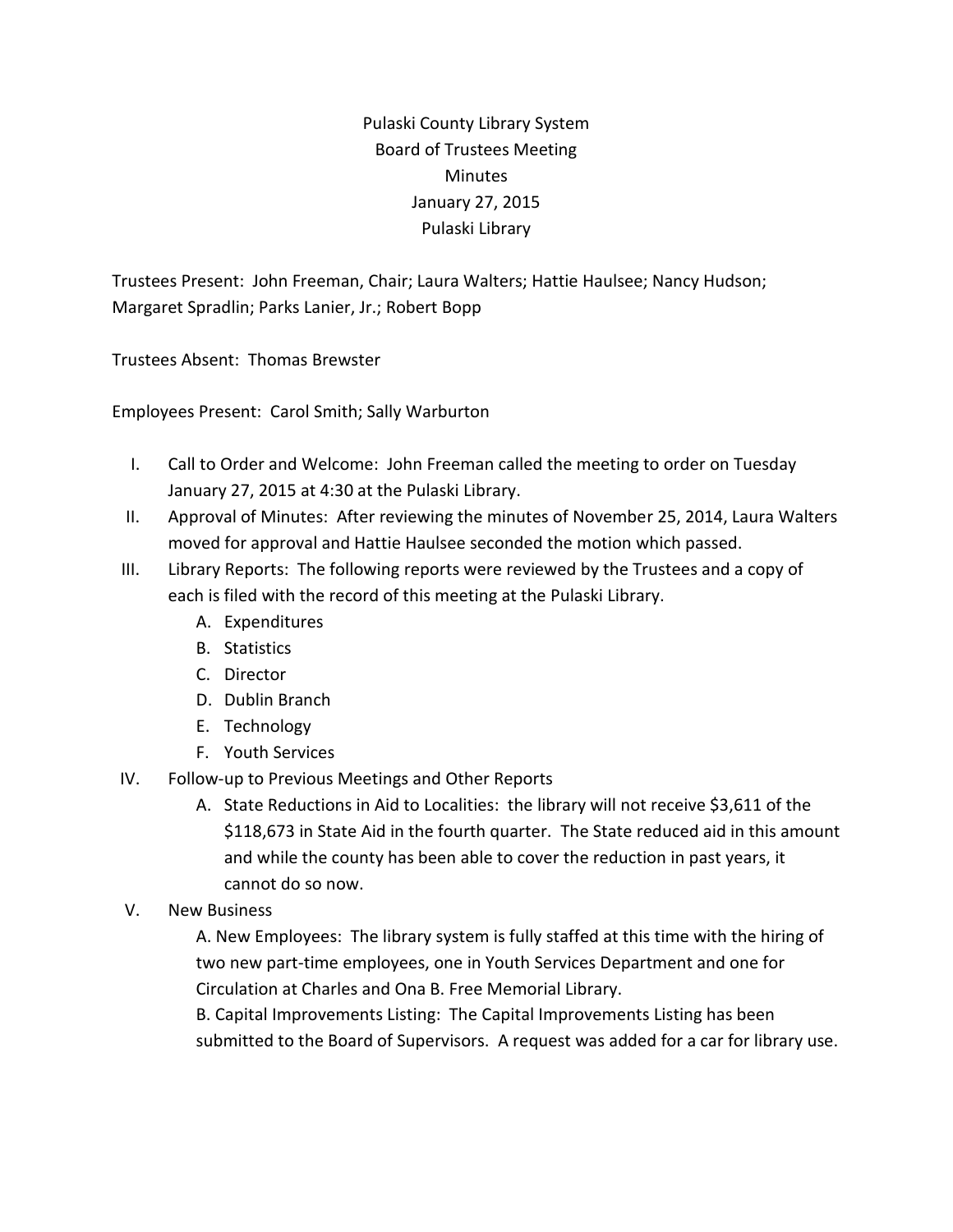# Pulaski County Library System
## Board of Trustees Meeting
## Minutes
## January 27, 2015
## Pulaski Library

Trustees Present: John Freeman, Chair; Laura Walters; Hattie Haulsee; Nancy Hudson; Margaret Spradlin; Parks Lanier, Jr.; Robert Bopp

Trustees Absent: Thomas Brewster

Employees Present: Carol Smith; Sally Warburton

I. Call to Order and Welcome: John Freeman called the meeting to order on Tuesday January 27, 2015 at 4:30 at the Pulaski Library.

II. Approval of Minutes: After reviewing the minutes of November 25, 2014, Laura Walters moved for approval and Hattie Haulsee seconded the motion which passed.

III. Library Reports: The following reports were reviewed by the Trustees and a copy of each is filed with the record of this meeting at the Pulaski Library.
   - A. Expenditures
   - B. Statistics
   - C. Director
   - D. Dublin Branch
   - E. Technology
   - F. Youth Services

IV. Follow-up to Previous Meetings and Other Reports
   - A. State Reductions in Aid to Localities: the library will not receive $3,611 of the $118,673 in State Aid in the fourth quarter. The State reduced aid in this amount and while the county has been able to cover the reduction in past years, it cannot do so now.

V. New Business

   A. New Employees: The library system is fully staffed at this time with the hiring of two new part-time employees, one in Youth Services Department and one for Circulation at Charles and Ona B. Free Memorial Library.

   B. Capital Improvements Listing: The Capital Improvements Listing has been submitted to the Board of Supervisors. A request was added for a car for library use.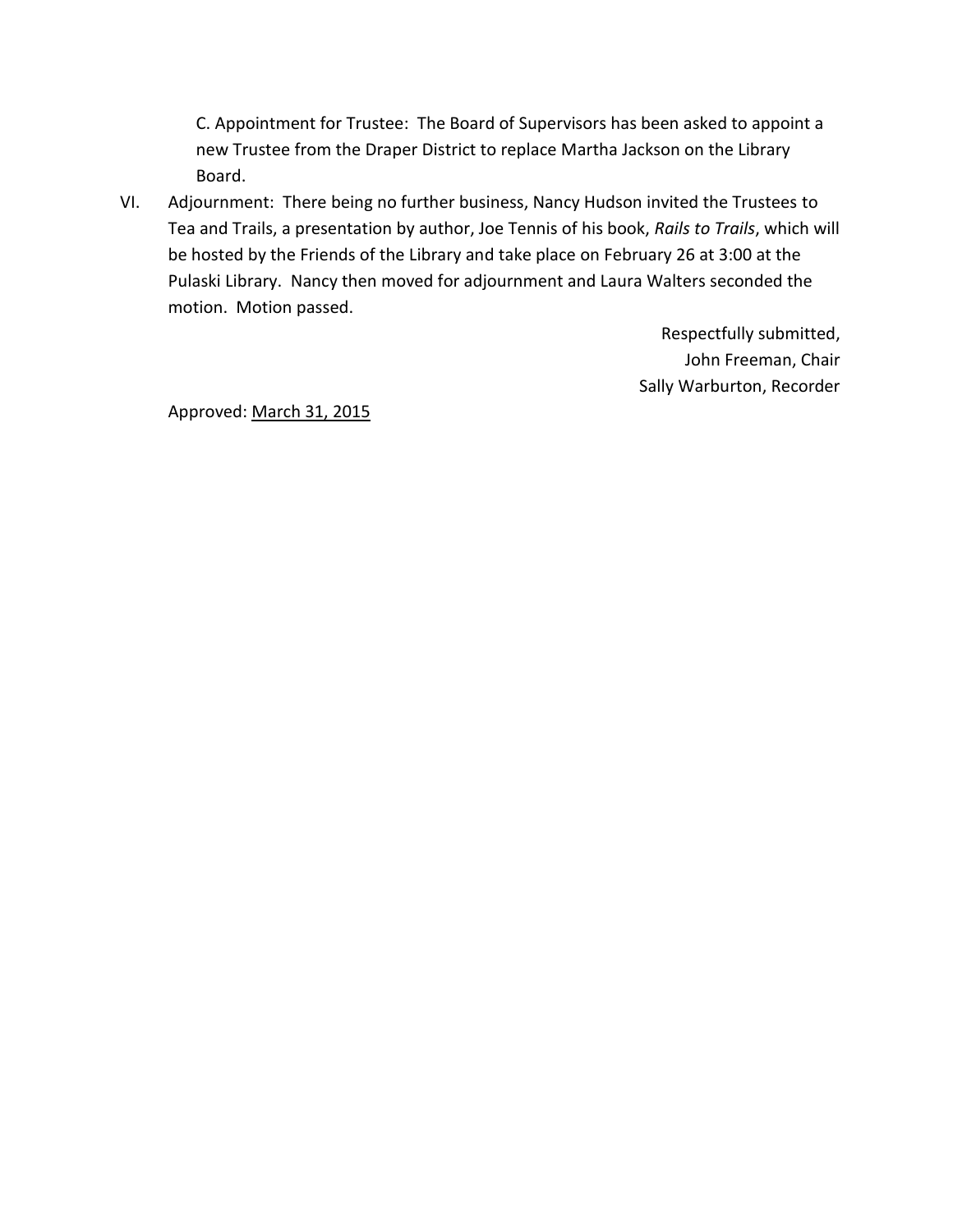C. Appointment for Trustee: The Board of Supervisors has been asked to appoint a new Trustee from the Draper District to replace Martha Jackson on the Library Board.

VI. Adjournment: There being no further business, Nancy Hudson invited the Trustees to Tea and Trails, a presentation by author, Joe Tennis of his book, *Rails to Trails*, which will be hosted by the Friends of the Library and take place on February 26 at 3:00 at the Pulaski Library. Nancy then moved for adjournment and Laura Walters seconded the motion. Motion passed.

Respectfully submitted,
John Freeman, Chair
Sally Warburton, Recorder

Approved: March 31, 2015